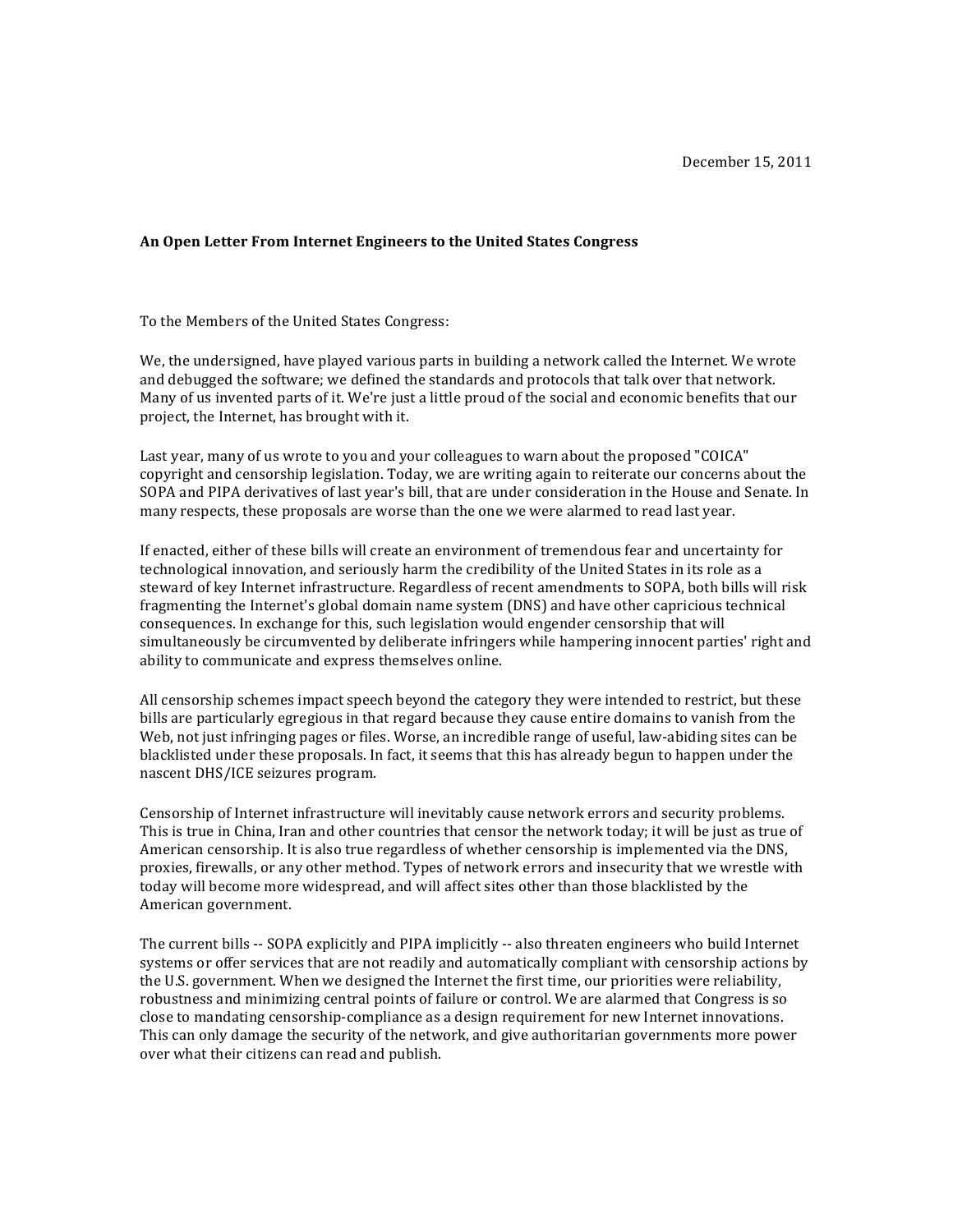December 15, 2011

**An Open Letter From Internet Engineers to the United States Congress**

To the Members of the United States Congress:

We, the undersigned, have played various parts in building a network called the Internet. We wrote and debugged the software; we defined the standards and protocols that talk over that network. Many of us invented parts of it. We're just a little proud of the social and economic benefits that our project, the Internet, has brought with it.

Last year, many of us wrote to you and your colleagues to warn about the proposed "COICA" copyright and censorship legislation. Today, we are writing again to reiterate our concerns about the SOPA and PIPA derivatives of last year's bill, that are under consideration in the House and Senate. In many respects, these proposals are worse than the one we were alarmed to read last year.

If enacted, either of these bills will create an environment of tremendous fear and uncertainty for technological innovation, and seriously harm the credibility of the United States in its role as a steward of key Internet infrastructure. Regardless of recent amendments to SOPA, both bills will risk fragmenting the Internet's global domain name system (DNS) and have other capricious technical consequences. In exchange for this, such legislation would engender censorship that will simultaneously be circumvented by deliberate infringers while hampering innocent parties' right and ability to communicate and express themselves online.

All censorship schemes impact speech beyond the category they were intended to restrict, but these bills are particularly egregious in that regard because they cause entire domains to vanish from the Web, not just infringing pages or files. Worse, an incredible range of useful, law-abiding sites can be blacklisted under these proposals. In fact, it seems that this has already begun to happen under the nascent DHS/ICE seizures program.

Censorship of Internet infrastructure will inevitably cause network errors and security problems. This is true in China, Iran and other countries that censor the network today; it will be just as true of American censorship. It is also true regardless of whether censorship is implemented via the DNS, proxies, firewalls, or any other method. Types of network errors and insecurity that we wrestle with today will become more widespread, and will affect sites other than those blacklisted by the American government.

The current bills -- SOPA explicitly and PIPA implicitly -- also threaten engineers who build Internet systems or offer services that are not readily and automatically compliant with censorship actions by the U.S. government. When we designed the Internet the first time, our priorities were reliability, robustness and minimizing central points of failure or control. We are alarmed that Congress is so close to mandating censorship-compliance as a design requirement for new Internet innovations. This can only damage the security of the network, and give authoritarian governments more power over what their citizens can read and publish.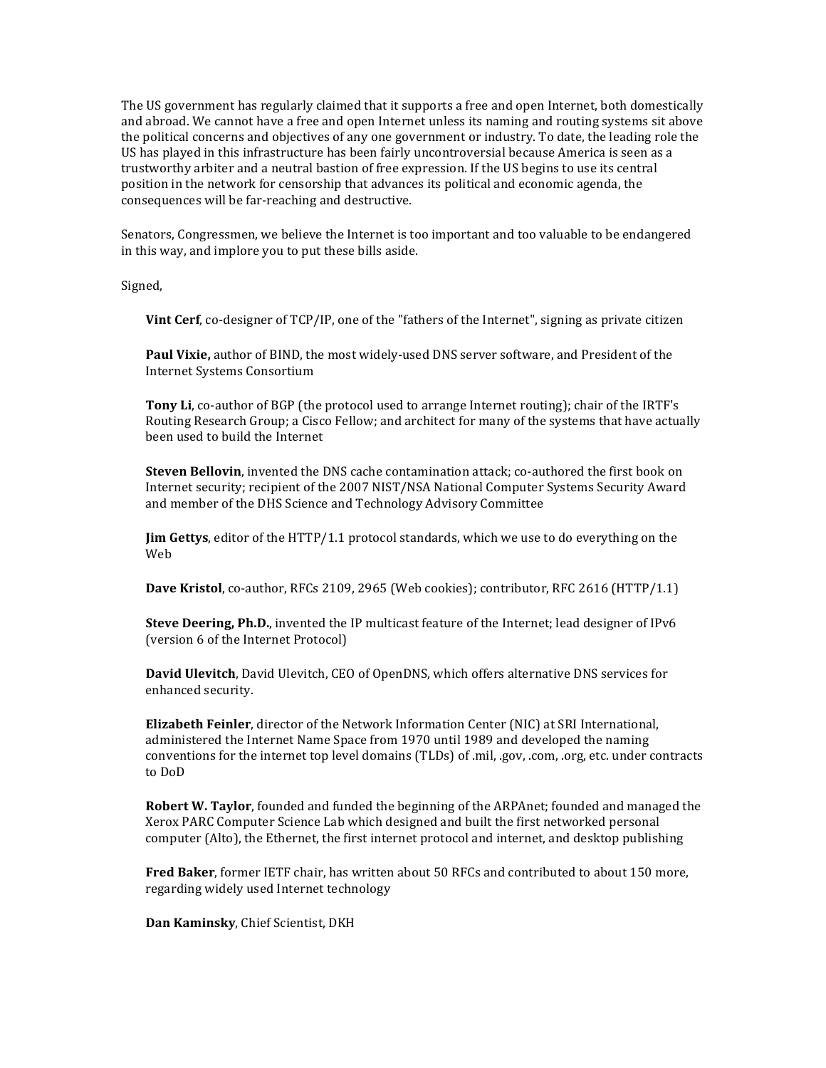The US government has regularly claimed that it supports a free and open Internet, both domestically and abroad. We cannot have a free and open Internet unless its naming and routing systems sit above the political concerns and objectives of any one government or industry. To date, the leading role the US has played in this infrastructure has been fairly uncontroversial because America is seen as a trustworthy arbiter and a neutral bastion of free expression. If the US begins to use its central position in the network for censorship that advances its political and economic agenda, the consequences will be far-reaching and destructive.

Senators, Congressmen, we believe the Internet is too important and too valuable to be endangered in this way, and implore you to put these bills aside.

Signed,

**Vint Cerf**, co-designer of TCP/IP, one of the "fathers of the Internet", signing as private citizen

**Paul Vixie,** author of BIND, the most widely-used DNS server software, and President of the Internet Systems Consortium

**Tony Li**, co-author of BGP (the protocol used to arrange Internet routing); chair of the IRTF's Routing Research Group; a Cisco Fellow; and architect for many of the systems that have actually been used to build the Internet

**Steven Bellovin**, invented the DNS cache contamination attack; co-authored the first book on Internet security; recipient of the 2007 NIST/NSA National Computer Systems Security Award and member of the DHS Science and Technology Advisory Committee

**Jim Gettys**, editor of the HTTP/1.1 protocol standards, which we use to do everything on the Web

**Dave Kristol**, co-author, RFCs 2109, 2965 (Web cookies); contributor, RFC 2616 (HTTP/1.1)

**Steve Deering, Ph.D.**, invented the IP multicast feature of the Internet; lead designer of IPv6 (version 6 of the Internet Protocol)

**David Ulevitch**, David Ulevitch, CEO of OpenDNS, which offers alternative DNS services for enhanced security.

**Elizabeth Feinler**, director of the Network Information Center (NIC) at SRI International, administered the Internet Name Space from 1970 until 1989 and developed the naming conventions for the internet top level domains (TLDs) of .mil, .gov, .com, .org, etc. under contracts to DoD

**Robert W. Taylor**, founded and funded the beginning of the ARPAnet; founded and managed the Xerox PARC Computer Science Lab which designed and built the first networked personal computer (Alto), the Ethernet, the first internet protocol and internet, and desktop publishing

**Fred Baker**, former IETF chair, has written about 50 RFCs and contributed to about 150 more, regarding widely used Internet technology

**Dan Kaminsky**, Chief Scientist, DKH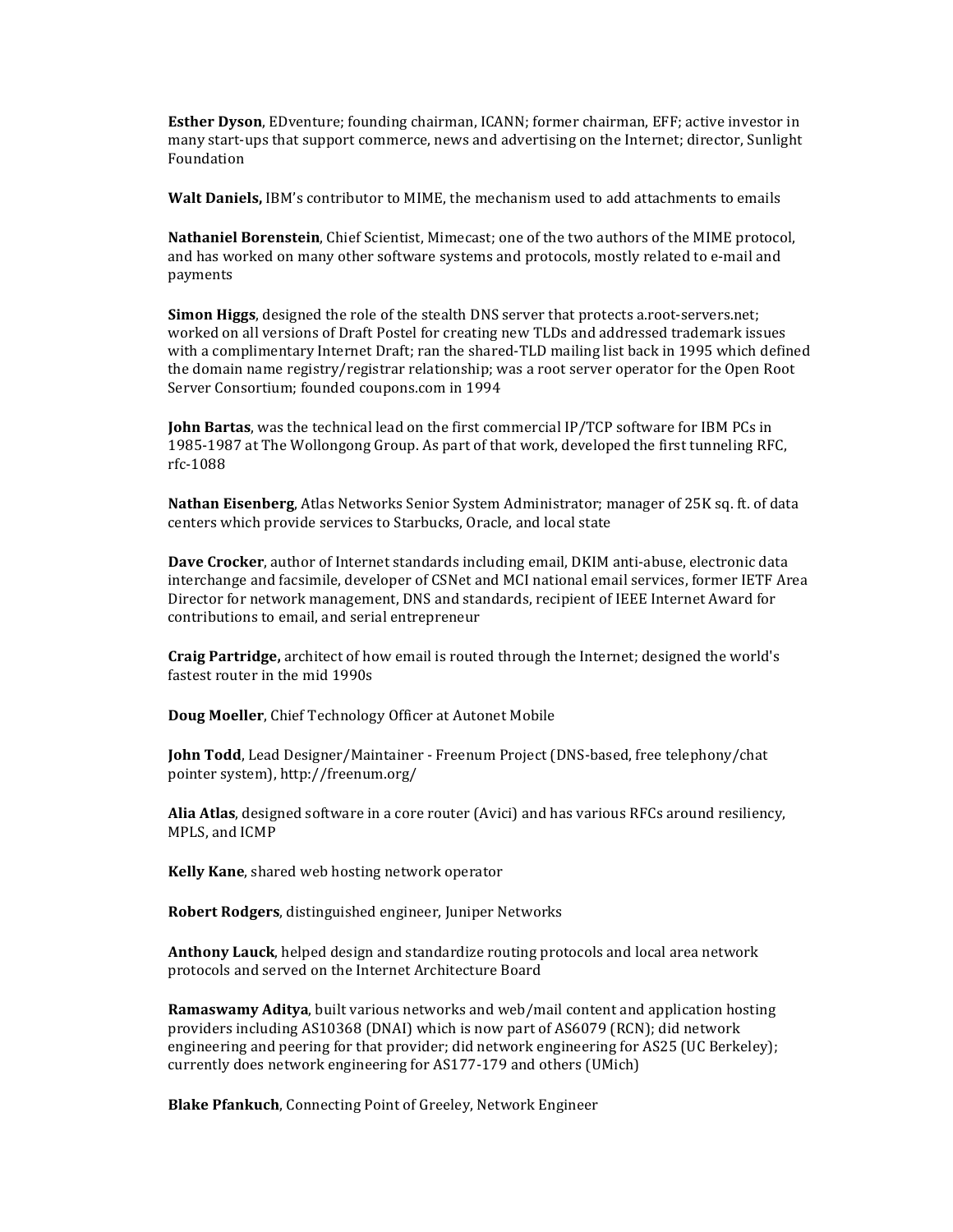**Esther Dyson**, EDventure; founding chairman, ICANN; former chairman, EFF; active investor in many start-ups that support commerce, news and advertising on the Internet; director, Sunlight Foundation

**Walt Daniels,** IBM's contributor to MIME, the mechanism used to add attachments to emails

**Nathaniel Borenstein**, Chief Scientist, Mimecast; one of the two authors of the MIME protocol, and has worked on many other software systems and protocols, mostly related to e-mail and payments

**Simon Higgs**, designed the role of the stealth DNS server that protects a.root-servers.net; worked on all versions of Draft Postel for creating new TLDs and addressed trademark issues with a complimentary Internet Draft; ran the shared-TLD mailing list back in 1995 which defined the domain name registry/registrar relationship; was a root server operator for the Open Root Server Consortium; founded coupons.com in 1994

**John Bartas**, was the technical lead on the first commercial IP/TCP software for IBM PCs in 1985-1987 at The Wollongong Group. As part of that work, developed the first tunneling RFC, rfc-1088

**Nathan Eisenberg**, Atlas Networks Senior System Administrator; manager of 25K sq. ft. of data centers which provide services to Starbucks, Oracle, and local state

**Dave Crocker**, author of Internet standards including email, DKIM anti-abuse, electronic data interchange and facsimile, developer of CSNet and MCI national email services, former IETF Area Director for network management, DNS and standards, recipient of IEEE Internet Award for contributions to email, and serial entrepreneur

**Craig Partridge,** architect of how email is routed through the Internet; designed the world's fastest router in the mid 1990s

**Doug Moeller**, Chief Technology Officer at Autonet Mobile

**John Todd**, Lead Designer/Maintainer - Freenum Project (DNS-based, free telephony/chat pointer system), http://freenum.org/

**Alia Atlas**, designed software in a core router (Avici) and has various RFCs around resiliency, MPLS, and ICMP

**Kelly Kane**, shared web hosting network operator

**Robert Rodgers**, distinguished engineer, Juniper Networks

**Anthony Lauck**, helped design and standardize routing protocols and local area network protocols and served on the Internet Architecture Board

**Ramaswamy Aditya**, built various networks and web/mail content and application hosting providers including AS10368 (DNAI) which is now part of AS6079 (RCN); did network engineering and peering for that provider; did network engineering for AS25 (UC Berkeley); currently does network engineering for AS177-179 and others (UMich)

**Blake Pfankuch**, Connecting Point of Greeley, Network Engineer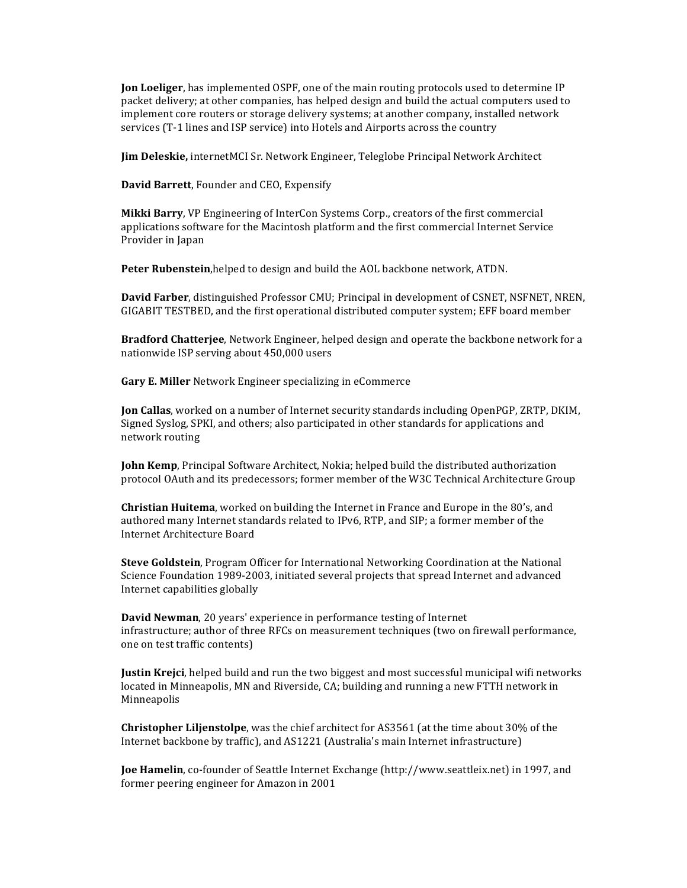**Jon Loeliger**, has implemented OSPF, one of the main routing protocols used to determine IP packet delivery; at other companies, has helped design and build the actual computers used to implement core routers or storage delivery systems; at another company, installed network services (T-1 lines and ISP service) into Hotels and Airports across the country

**Jim Deleskie,** internetMCI Sr. Network Engineer, Teleglobe Principal Network Architect

**David Barrett**, Founder and CEO, Expensify

**Mikki Barry**, VP Engineering of InterCon Systems Corp., creators of the first commercial applications software for the Macintosh platform and the first commercial Internet Service Provider in Japan

**Peter Rubenstein**,helped to design and build the AOL backbone network, ATDN.

**David Farber**, distinguished Professor CMU; Principal in development of CSNET, NSFNET, NREN, GIGABIT TESTBED, and the first operational distributed computer system; EFF board member

**Bradford Chatterjee**, Network Engineer, helped design and operate the backbone network for a nationwide ISP serving about 450,000 users

**Gary E. Miller** Network Engineer specializing in eCommerce

**Jon Callas**, worked on a number of Internet security standards including OpenPGP, ZRTP, DKIM, Signed Syslog, SPKI, and others; also participated in other standards for applications and network routing

**John Kemp**, Principal Software Architect, Nokia; helped build the distributed authorization protocol OAuth and its predecessors; former member of the W3C Technical Architecture Group

**Christian Huitema**, worked on building the Internet in France and Europe in the 80's, and authored many Internet standards related to IPv6, RTP, and SIP; a former member of the Internet Architecture Board

**Steve Goldstein**, Program Officer for International Networking Coordination at the National Science Foundation 1989-2003, initiated several projects that spread Internet and advanced Internet capabilities globally

**David Newman**, 20 years' experience in performance testing of Internet infrastructure; author of three RFCs on measurement techniques (two on firewall performance, one on test traffic contents)

**Justin Krejci**, helped build and run the two biggest and most successful municipal wifi networks located in Minneapolis, MN and Riverside, CA; building and running a new FTTH network in Minneapolis

**Christopher Liljenstolpe**, was the chief architect for AS3561 (at the time about 30% of the Internet backbone by traffic), and AS1221 (Australia's main Internet infrastructure)

**Joe Hamelin**, co-founder of Seattle Internet Exchange (http://www.seattleix.net) in 1997, and former peering engineer for Amazon in 2001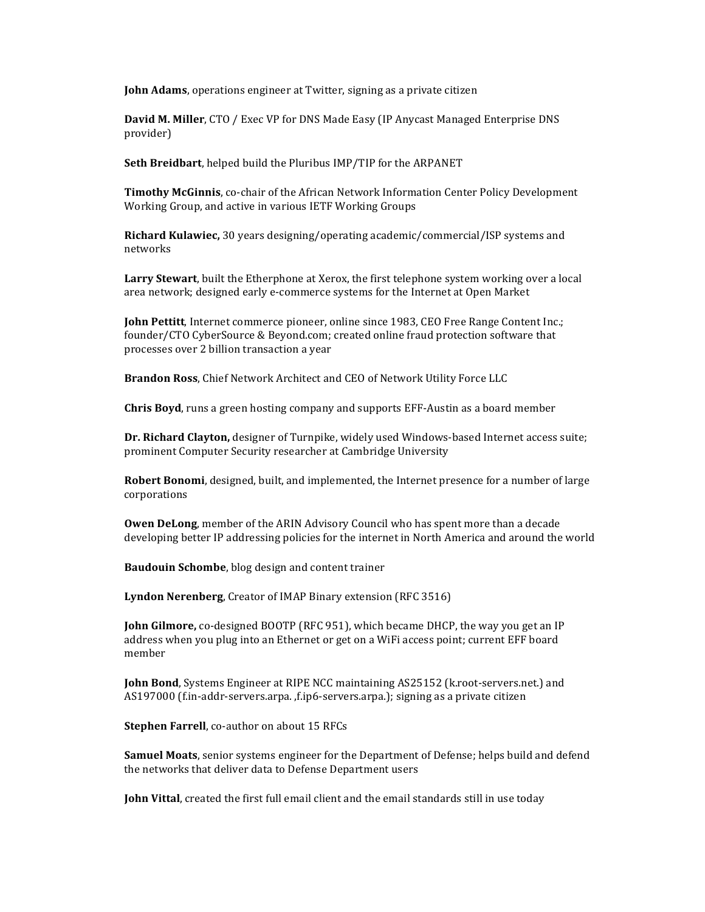**John Adams**, operations engineer at Twitter, signing as a private citizen

**David M. Miller**, CTO / Exec VP for DNS Made Easy (IP Anycast Managed Enterprise DNS provider)

**Seth Breidbart**, helped build the Pluribus IMP/TIP for the ARPANET

**Timothy McGinnis**, co-chair of the African Network Information Center Policy Development Working Group, and active in various IETF Working Groups

**Richard Kulawiec,** 30 years designing/operating academic/commercial/ISP systems and networks

**Larry Stewart**, built the Etherphone at Xerox, the first telephone system working over a local area network; designed early e-commerce systems for the Internet at Open Market

**John Pettitt**, Internet commerce pioneer, online since 1983, CEO Free Range Content Inc.; founder/CTO CyberSource & Beyond.com; created online fraud protection software that processes over 2 billion transaction a year

**Brandon Ross**, Chief Network Architect and CEO of Network Utility Force LLC

**Chris Boyd**, runs a green hosting company and supports EFF-Austin as a board member

**Dr. Richard Clayton,** designer of Turnpike, widely used Windows-based Internet access suite; prominent Computer Security researcher at Cambridge University

**Robert Bonomi**, designed, built, and implemented, the Internet presence for a number of large corporations

**Owen DeLong**, member of the ARIN Advisory Council who has spent more than a decade developing better IP addressing policies for the internet in North America and around the world

**Baudouin Schombe**, blog design and content trainer

**Lyndon Nerenberg**, Creator of IMAP Binary extension (RFC 3516)

**John Gilmore,** co-designed BOOTP (RFC 951), which became DHCP, the way you get an IP address when you plug into an Ethernet or get on a WiFi access point; current EFF board member

**John Bond**, Systems Engineer at RIPE NCC maintaining AS25152 (k.root-servers.net.) and AS197000 (f.in-addr-servers.arpa. ,f.ip6-servers.arpa.); signing as a private citizen

**Stephen Farrell**, co-author on about 15 RFCs

**Samuel Moats**, senior systems engineer for the Department of Defense; helps build and defend the networks that deliver data to Defense Department users

**John Vittal**, created the first full email client and the email standards still in use today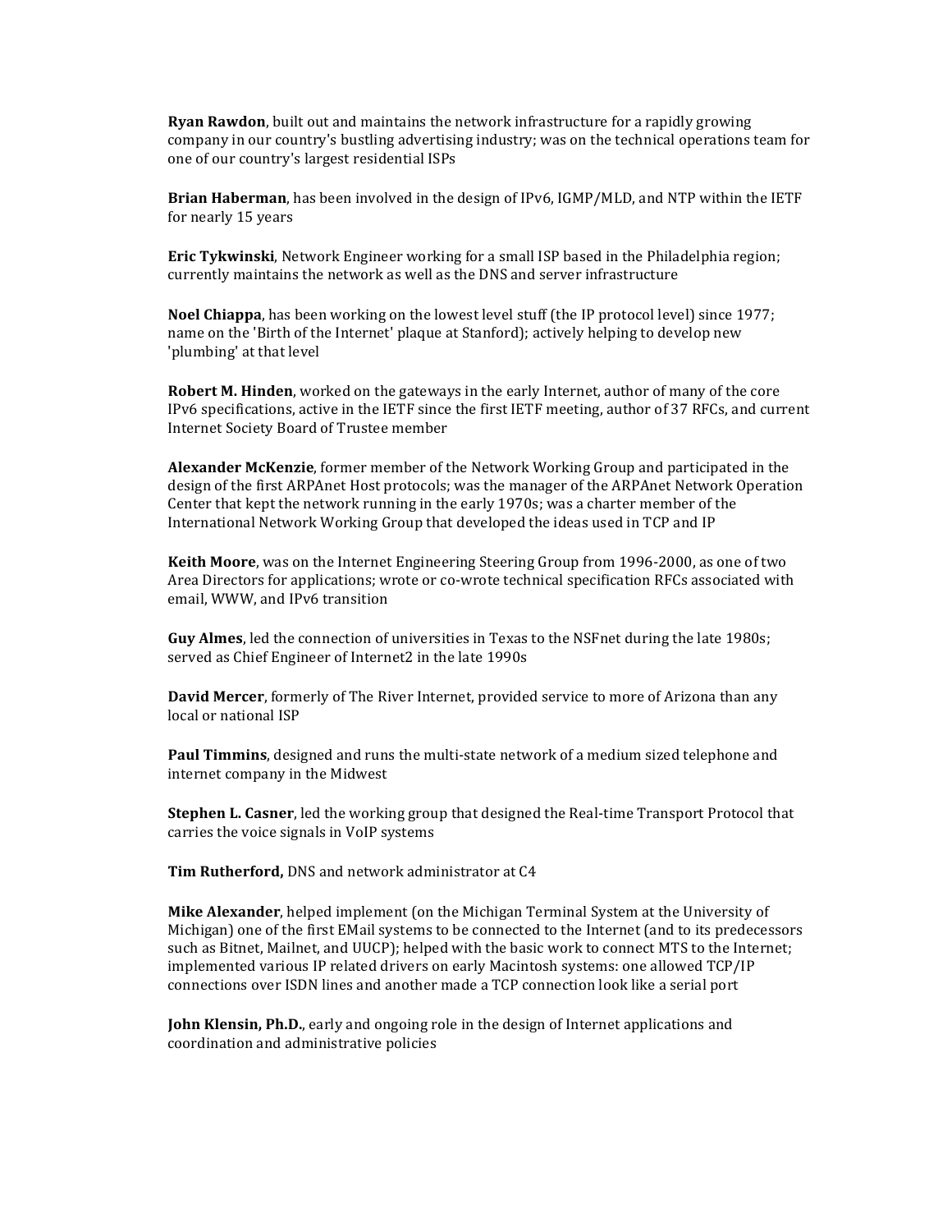**Ryan Rawdon**, built out and maintains the network infrastructure for a rapidly growing company in our country's bustling advertising industry; was on the technical operations team for one of our country's largest residential ISPs

**Brian Haberman**, has been involved in the design of IPv6, IGMP/MLD, and NTP within the IETF for nearly 15 years

**Eric Tykwinski**, Network Engineer working for a small ISP based in the Philadelphia region; currently maintains the network as well as the DNS and server infrastructure

**Noel Chiappa**, has been working on the lowest level stuff (the IP protocol level) since 1977; name on the 'Birth of the Internet' plaque at Stanford); actively helping to develop new 'plumbing' at that level

**Robert M. Hinden**, worked on the gateways in the early Internet, author of many of the core IPv6 specifications, active in the IETF since the first IETF meeting, author of 37 RFCs, and current Internet Society Board of Trustee member

**Alexander McKenzie**, former member of the Network Working Group and participated in the design of the first ARPAnet Host protocols; was the manager of the ARPAnet Network Operation Center that kept the network running in the early 1970s; was a charter member of the International Network Working Group that developed the ideas used in TCP and IP

**Keith Moore**, was on the Internet Engineering Steering Group from 1996-2000, as one of two Area Directors for applications; wrote or co-wrote technical specification RFCs associated with email, WWW, and IPv6 transition

**Guy Almes**, led the connection of universities in Texas to the NSFnet during the late 1980s; served as Chief Engineer of Internet2 in the late 1990s

**David Mercer**, formerly of The River Internet, provided service to more of Arizona than any local or national ISP

**Paul Timmins**, designed and runs the multi-state network of a medium sized telephone and internet company in the Midwest

**Stephen L. Casner**, led the working group that designed the Real-time Transport Protocol that carries the voice signals in VoIP systems

**Tim Rutherford,** DNS and network administrator at C4

**Mike Alexander**, helped implement (on the Michigan Terminal System at the University of Michigan) one of the first EMail systems to be connected to the Internet (and to its predecessors such as Bitnet, Mailnet, and UUCP); helped with the basic work to connect MTS to the Internet; implemented various IP related drivers on early Macintosh systems: one allowed TCP/IP connections over ISDN lines and another made a TCP connection look like a serial port

**John Klensin, Ph.D.**, early and ongoing role in the design of Internet applications and coordination and administrative policies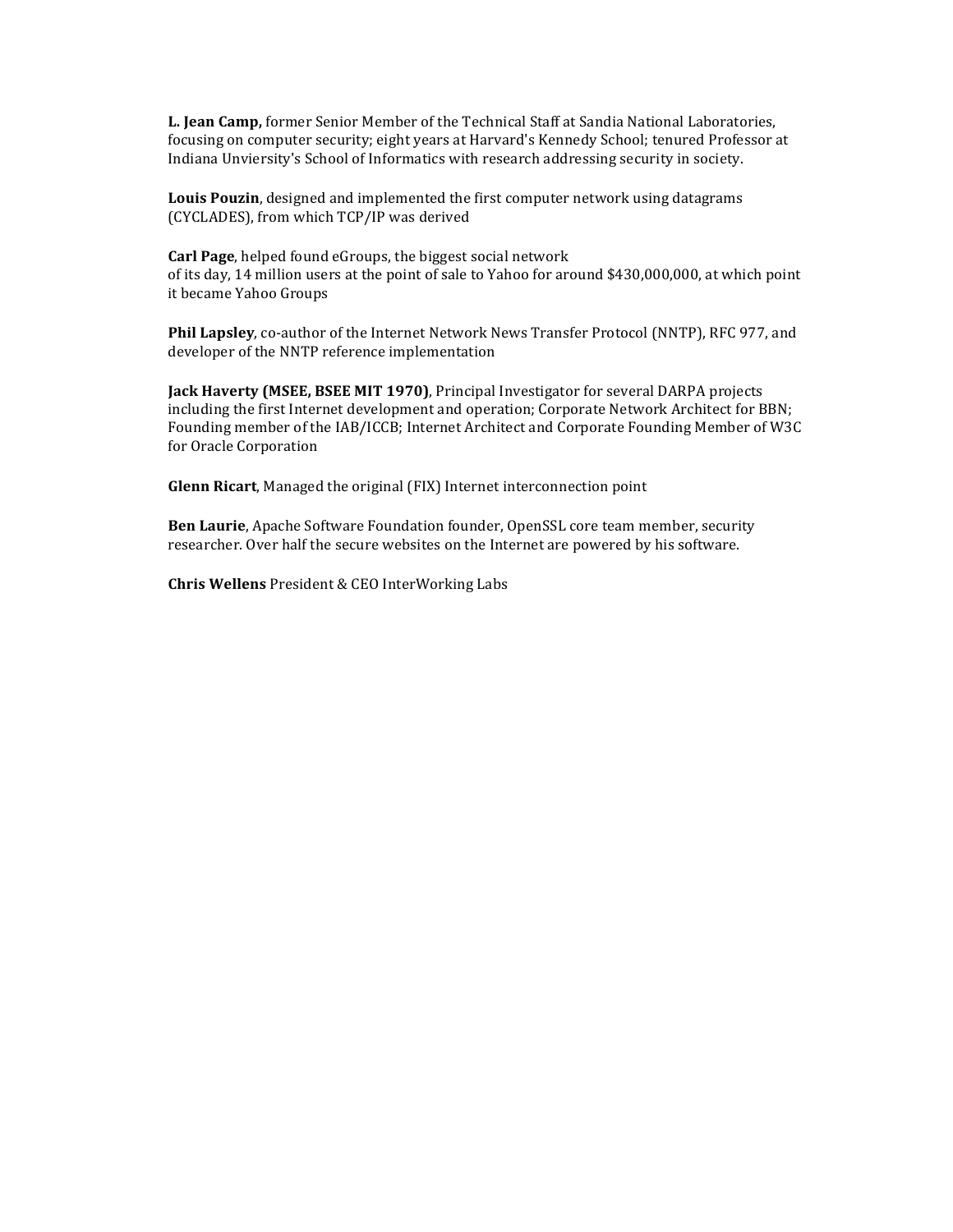**L. Jean Camp,** former Senior Member of the Technical Staff at Sandia National Laboratories, focusing on computer security; eight years at Harvard's Kennedy School; tenured Professor at Indiana Unviersity's School of Informatics with research addressing security in society.

**Louis Pouzin**, designed and implemented the first computer network using datagrams (CYCLADES), from which TCP/IP was derived

**Carl Page**, helped found eGroups, the biggest social network of its day, 14 million users at the point of sale to Yahoo for around $430,000,000, at which point it became Yahoo Groups

**Phil Lapsley**, co-author of the Internet Network News Transfer Protocol (NNTP), RFC 977, and developer of the NNTP reference implementation

**Jack Haverty (MSEE, BSEE MIT 1970)**, Principal Investigator for several DARPA projects including the first Internet development and operation; Corporate Network Architect for BBN; Founding member of the IAB/ICCB; Internet Architect and Corporate Founding Member of W3C for Oracle Corporation

**Glenn Ricart**, Managed the original (FIX) Internet interconnection point

**Ben Laurie**, Apache Software Foundation founder, OpenSSL core team member, security researcher. Over half the secure websites on the Internet are powered by his software.

**Chris Wellens** President & CEO InterWorking Labs